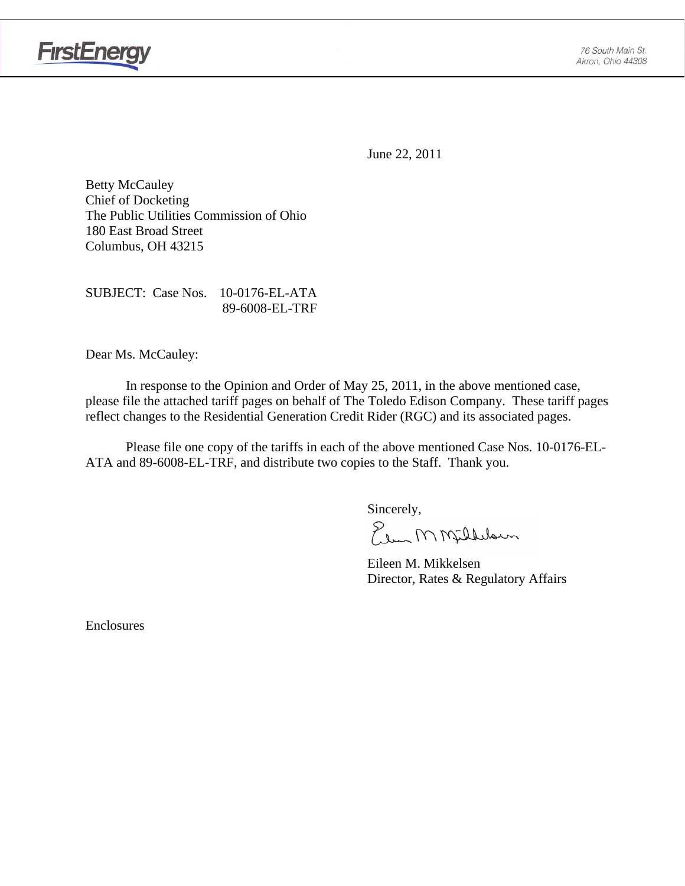FirstEnergy

76 South Main St.
Akron, Ohio 44308

June 22, 2011

Betty McCauley
Chief of Docketing
The Public Utilities Commission of Ohio
180 East Broad Street
Columbus, OH 43215

SUBJECT: Case Nos. 10-0176-EL-ATA
89-6008-EL-TRF

Dear Ms. McCauley:

In response to the Opinion and Order of May 25, 2011, in the above mentioned case, please file the attached tariff pages on behalf of The Toledo Edison Company. These tariff pages reflect changes to the Residential Generation Credit Rider (RGC) and its associated pages.

Please file one copy of the tariffs in each of the above mentioned Case Nos. 10-0176-EL-ATA and 89-6008-EL-TRF, and distribute two copies to the Staff. Thank you.

Sincerely,

Eileen M. Mikkelsen
Director, Rates & Regulatory Affairs

Enclosures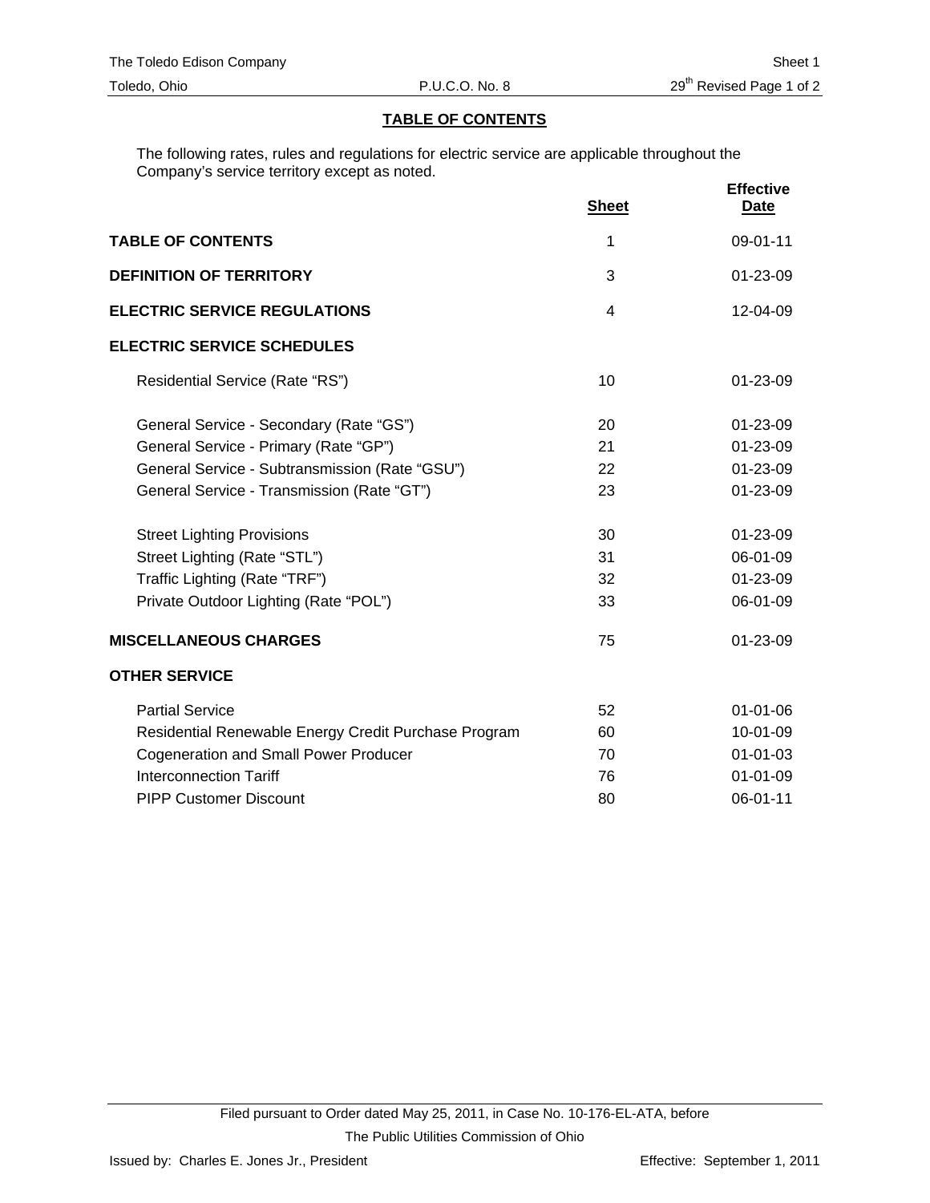## TABLE OF CONTENTS

The following rates, rules and regulations for electric service are applicable throughout the Company's service territory except as noted.

| | Sheet | Effective Date |
|---|---|---|
| **TABLE OF CONTENTS** | 1 | 09-01-11 |
| **DEFINITION OF TERRITORY** | 3 | 01-23-09 |
| **ELECTRIC SERVICE REGULATIONS** | 4 | 12-04-09 |
| **ELECTRIC SERVICE SCHEDULES** | | |
| Residential Service (Rate "RS") | 10 | 01-23-09 |
| General Service - Secondary (Rate "GS") | 20 | 01-23-09 |
| General Service - Primary (Rate "GP") | 21 | 01-23-09 |
| General Service - Subtransmission (Rate "GSU") | 22 | 01-23-09 |
| General Service - Transmission (Rate "GT") | 23 | 01-23-09 |
| Street Lighting Provisions | 30 | 01-23-09 |
| Street Lighting (Rate "STL") | 31 | 06-01-09 |
| Traffic Lighting (Rate "TRF") | 32 | 01-23-09 |
| Private Outdoor Lighting (Rate "POL") | 33 | 06-01-09 |
| **MISCELLANEOUS CHARGES** | 75 | 01-23-09 |
| **OTHER SERVICE** | | |
| Partial Service | 52 | 01-01-06 |
| Residential Renewable Energy Credit Purchase Program | 60 | 10-01-09 |
| Cogeneration and Small Power Producer | 70 | 01-01-03 |
| Interconnection Tariff | 76 | 01-01-09 |
| PIPP Customer Discount | 80 | 06-01-11 |

Filed pursuant to Order dated May 25, 2011, in Case No. 10-176-EL-ATA, before The Public Utilities Commission of Ohio

Issued by: Charles E. Jones Jr., President

Effective: September 1, 2011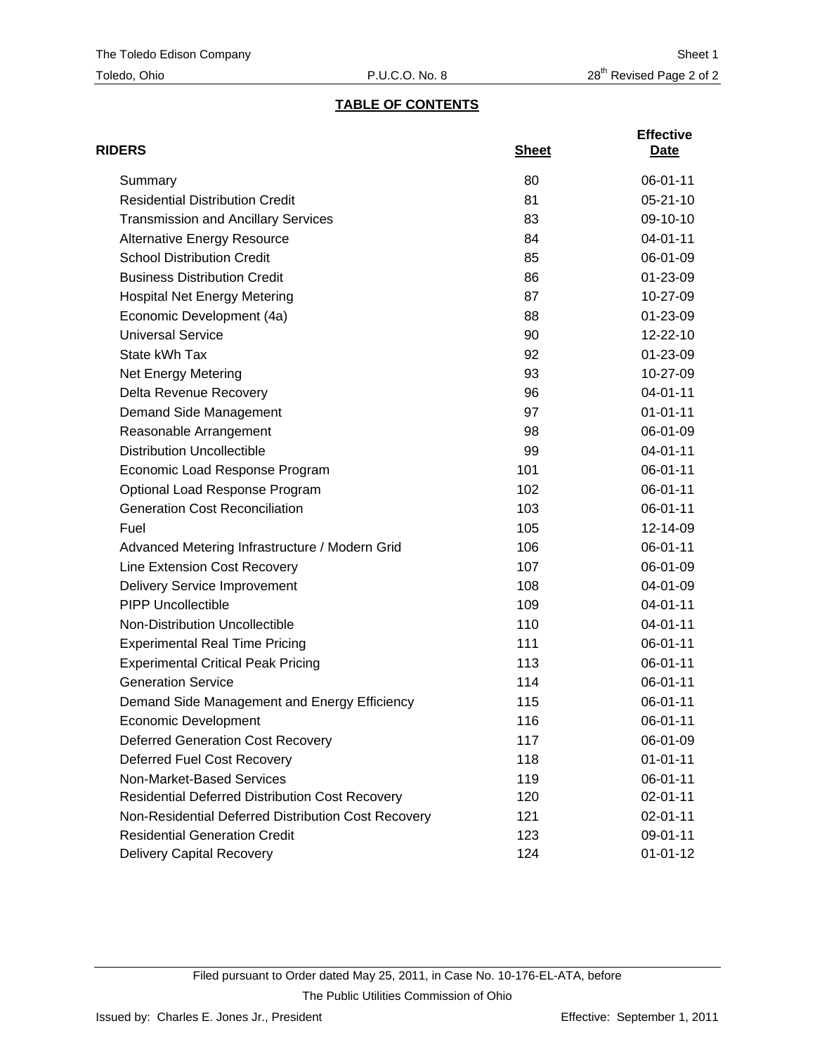## TABLE OF CONTENTS

| RIDERS | Sheet | Effective Date |
|---|---|---|
| Summary | 80 | 06-01-11 |
| Residential Distribution Credit | 81 | 05-21-10 |
| Transmission and Ancillary Services | 83 | 09-10-10 |
| Alternative Energy Resource | 84 | 04-01-11 |
| School Distribution Credit | 85 | 06-01-09 |
| Business Distribution Credit | 86 | 01-23-09 |
| Hospital Net Energy Metering | 87 | 10-27-09 |
| Economic Development (4a) | 88 | 01-23-09 |
| Universal Service | 90 | 12-22-10 |
| State kWh Tax | 92 | 01-23-09 |
| Net Energy Metering | 93 | 10-27-09 |
| Delta Revenue Recovery | 96 | 04-01-11 |
| Demand Side Management | 97 | 01-01-11 |
| Reasonable Arrangement | 98 | 06-01-09 |
| Distribution Uncollectible | 99 | 04-01-11 |
| Economic Load Response Program | 101 | 06-01-11 |
| Optional Load Response Program | 102 | 06-01-11 |
| Generation Cost Reconciliation | 103 | 06-01-11 |
| Fuel | 105 | 12-14-09 |
| Advanced Metering Infrastructure / Modern Grid | 106 | 06-01-11 |
| Line Extension Cost Recovery | 107 | 06-01-09 |
| Delivery Service Improvement | 108 | 04-01-09 |
| PIPP Uncollectible | 109 | 04-01-11 |
| Non-Distribution Uncollectible | 110 | 04-01-11 |
| Experimental Real Time Pricing | 111 | 06-01-11 |
| Experimental Critical Peak Pricing | 113 | 06-01-11 |
| Generation Service | 114 | 06-01-11 |
| Demand Side Management and Energy Efficiency | 115 | 06-01-11 |
| Economic Development | 116 | 06-01-11 |
| Deferred Generation Cost Recovery | 117 | 06-01-09 |
| Deferred Fuel Cost Recovery | 118 | 01-01-11 |
| Non-Market-Based Services | 119 | 06-01-11 |
| Residential Deferred Distribution Cost Recovery | 120 | 02-01-11 |
| Non-Residential Deferred Distribution Cost Recovery | 121 | 02-01-11 |
| Residential Generation Credit | 123 | 09-01-11 |
| Delivery Capital Recovery | 124 | 01-01-12 |

Filed pursuant to Order dated May 25, 2011, in Case No. 10-176-EL-ATA, before The Public Utilities Commission of Ohio

Issued by: Charles E. Jones Jr., President

Effective: September 1, 2011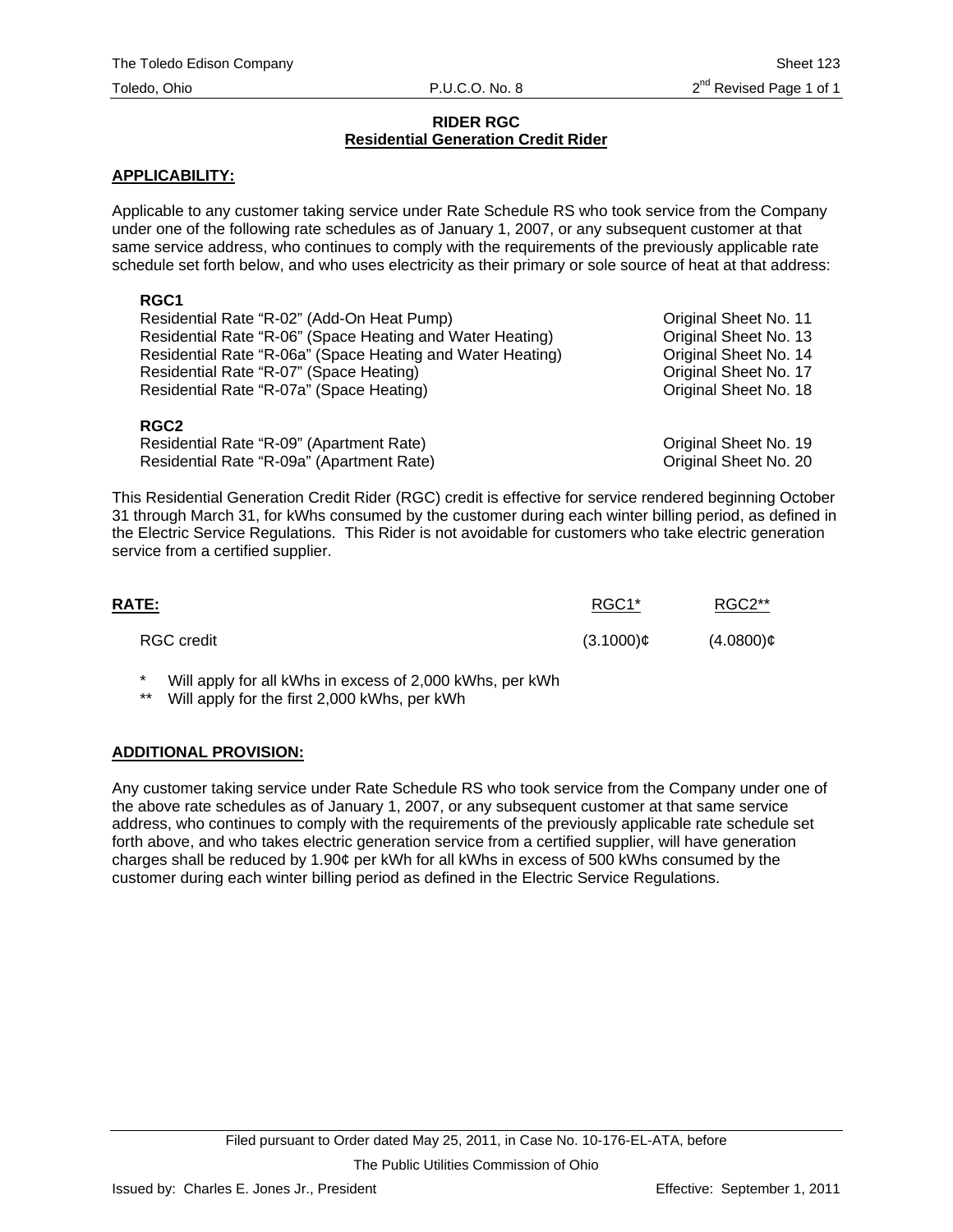# RIDER RGC

## Residential Generation Credit Rider

**APPLICABILITY:**

Applicable to any customer taking service under Rate Schedule RS who took service from the Company under one of the following rate schedules as of January 1, 2007, or any subsequent customer at that same service address, who continues to comply with the requirements of the previously applicable rate schedule set forth below, and who uses electricity as their primary or sole source of heat at that address:

**RGC1**

| | |
|---|---|
| Residential Rate "R-02" (Add-On Heat Pump) | Original Sheet No. 11 |
| Residential Rate "R-06" (Space Heating and Water Heating) | Original Sheet No. 13 |
| Residential Rate "R-06a" (Space Heating and Water Heating) | Original Sheet No. 14 |
| Residential Rate "R-07" (Space Heating) | Original Sheet No. 17 |
| Residential Rate "R-07a" (Space Heating) | Original Sheet No. 18 |

**RGC2**

| | |
|---|---|
| Residential Rate "R-09" (Apartment Rate) | Original Sheet No. 19 |
| Residential Rate "R-09a" (Apartment Rate) | Original Sheet No. 20 |

This Residential Generation Credit Rider (RGC) credit is effective for service rendered beginning October 31 through March 31, for kWhs consumed by the customer during each winter billing period, as defined in the Electric Service Regulations. This Rider is not avoidable for customers who take electric generation service from a certified supplier.

| **RATE:** | RGC1* | RGC2** |
|---|---|---|
| RGC credit | (3.1000)¢ | (4.0800)¢ |

\* Will apply for all kWhs in excess of 2,000 kWhs, per kWh
\** Will apply for the first 2,000 kWhs, per kWh

**ADDITIONAL PROVISION:**

Any customer taking service under Rate Schedule RS who took service from the Company under one of the above rate schedules as of January 1, 2007, or any subsequent customer at that same service address, who continues to comply with the requirements of the previously applicable rate schedule set forth above, and who takes electric generation service from a certified supplier, will have generation charges shall be reduced by 1.90¢ per kWh for all kWhs in excess of 500 kWhs consumed by the customer during each winter billing period as defined in the Electric Service Regulations.

Filed pursuant to Order dated May 25, 2011, in Case No. 10-176-EL-ATA, before The Public Utilities Commission of Ohio

Issued by: Charles E. Jones Jr., President — Effective: September 1, 2011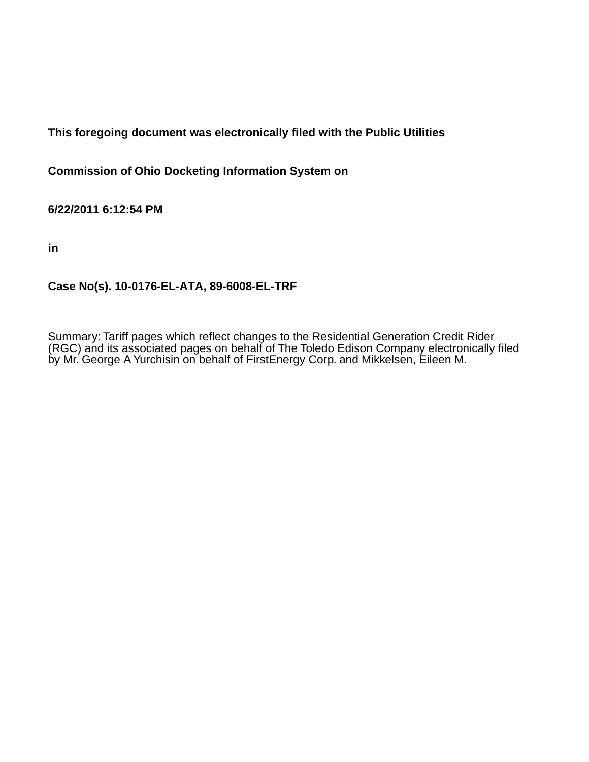**This foregoing document was electronically filed with the Public Utilities**

**Commission of Ohio Docketing Information System on**

**6/22/2011 6:12:54 PM**

**in**

**Case No(s). 10-0176-EL-ATA, 89-6008-EL-TRF**

Summary: Tariff pages which reflect changes to the Residential Generation Credit Rider (RGC) and its associated pages on behalf of The Toledo Edison Company electronically filed by Mr. George A Yurchisin on behalf of FirstEnergy Corp. and Mikkelsen, Eileen M.